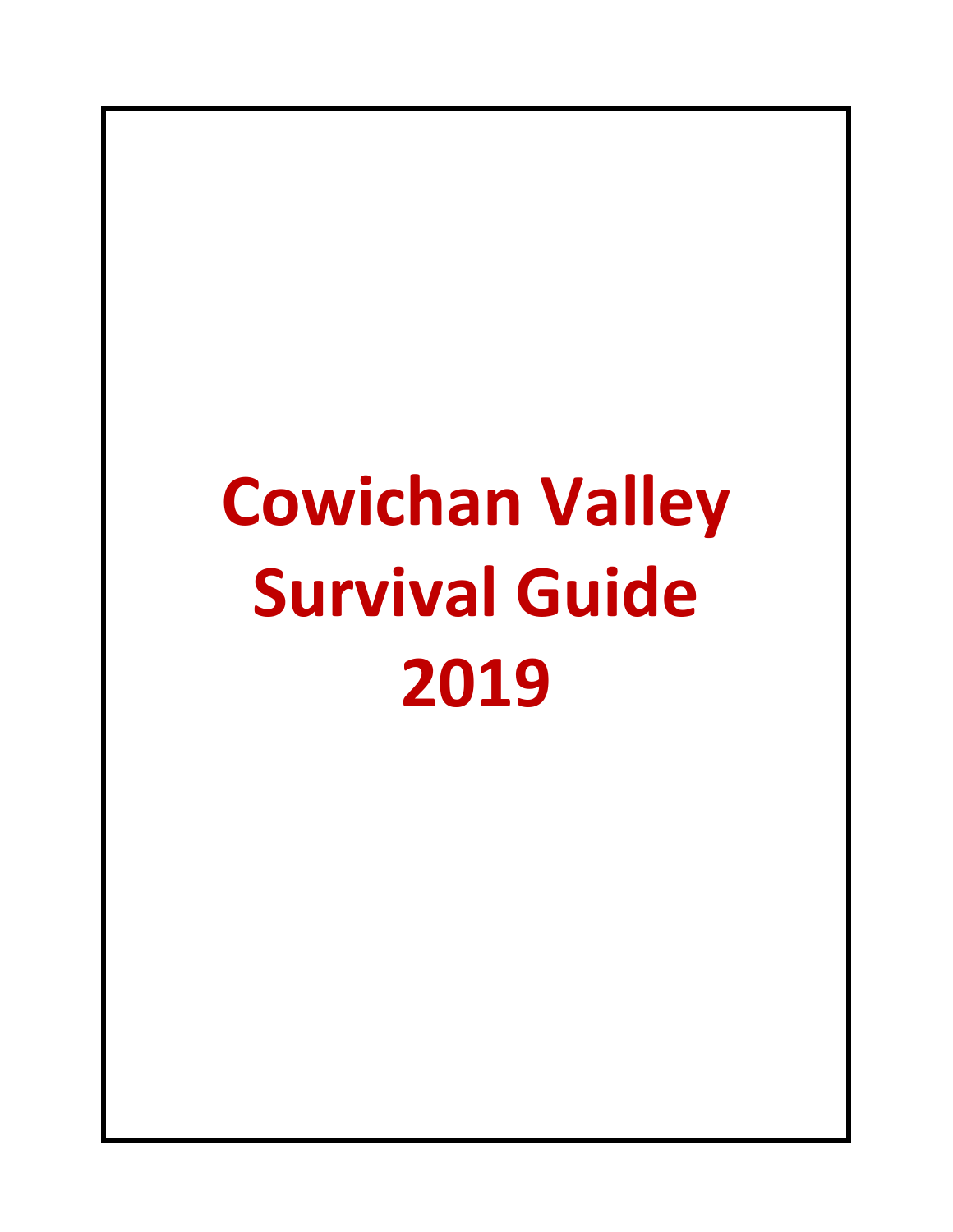# Cowichan Valley Survival Guide 2019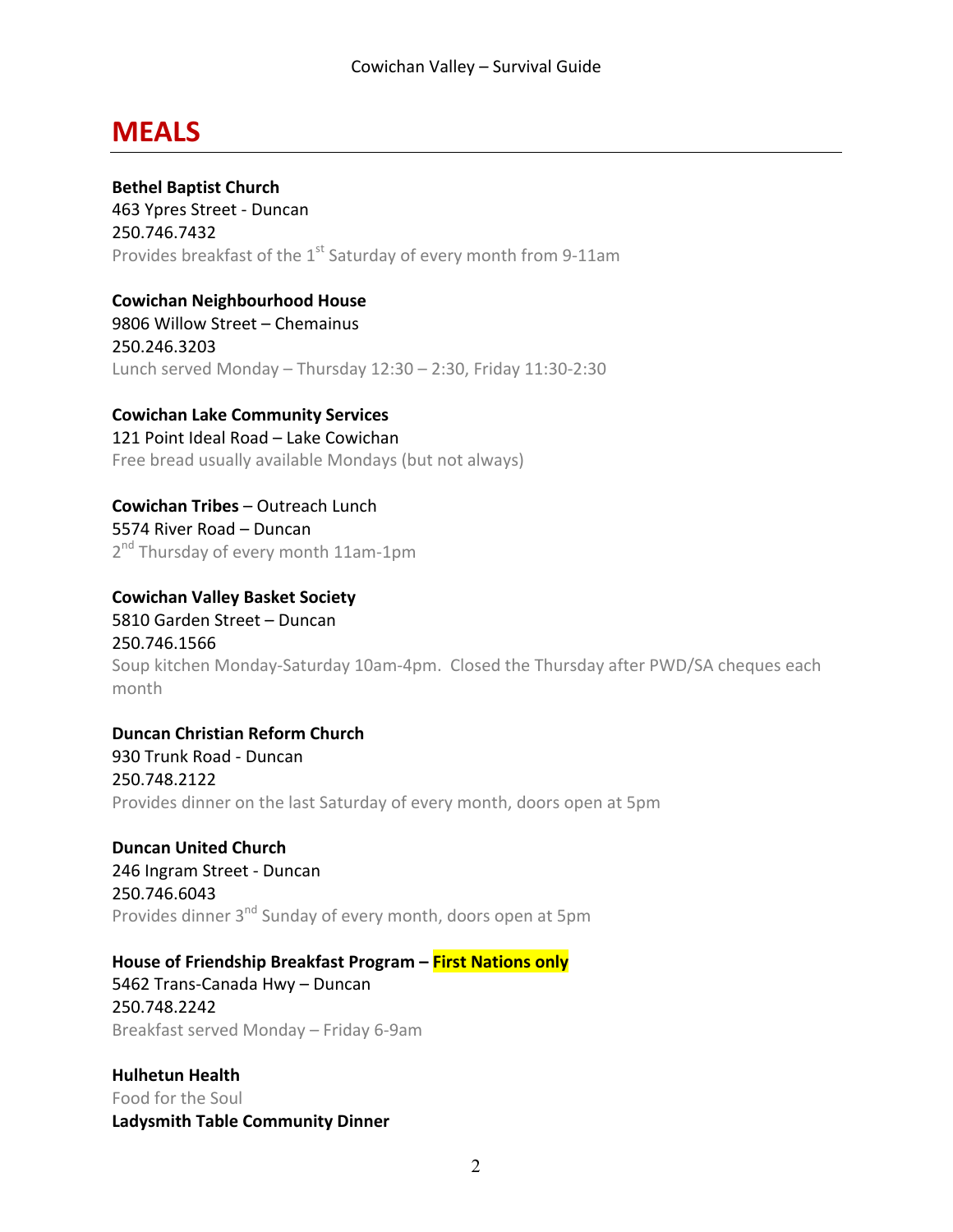# MEALS

**Bethel Baptist Church**
463 Ypres Street - Duncan
250.746.7432
Provides breakfast of the 1st Saturday of every month from 9-11am

**Cowichan Neighbourhood House**
9806 Willow Street – Chemainus
250.246.3203
Lunch served Monday – Thursday 12:30 – 2:30, Friday 11:30-2:30

**Cowichan Lake Community Services**
121 Point Ideal Road – Lake Cowichan
Free bread usually available Mondays (but not always)

**Cowichan Tribes** – Outreach Lunch
5574 River Road – Duncan
2nd Thursday of every month 11am-1pm

**Cowichan Valley Basket Society**
5810 Garden Street – Duncan
250.746.1566
Soup kitchen Monday-Saturday 10am-4pm. Closed the Thursday after PWD/SA cheques each month

**Duncan Christian Reform Church**
930 Trunk Road - Duncan
250.748.2122
Provides dinner on the last Saturday of every month, doors open at 5pm

**Duncan United Church**
246 Ingram Street - Duncan
250.746.6043
Provides dinner 3rd Sunday of every month, doors open at 5pm

**House of Friendship Breakfast Program – First Nations only**
5462 Trans-Canada Hwy – Duncan
250.748.2242
Breakfast served Monday – Friday 6-9am

**Hulhetun Health**
Food for the Soul
**Ladysmith Table Community Dinner**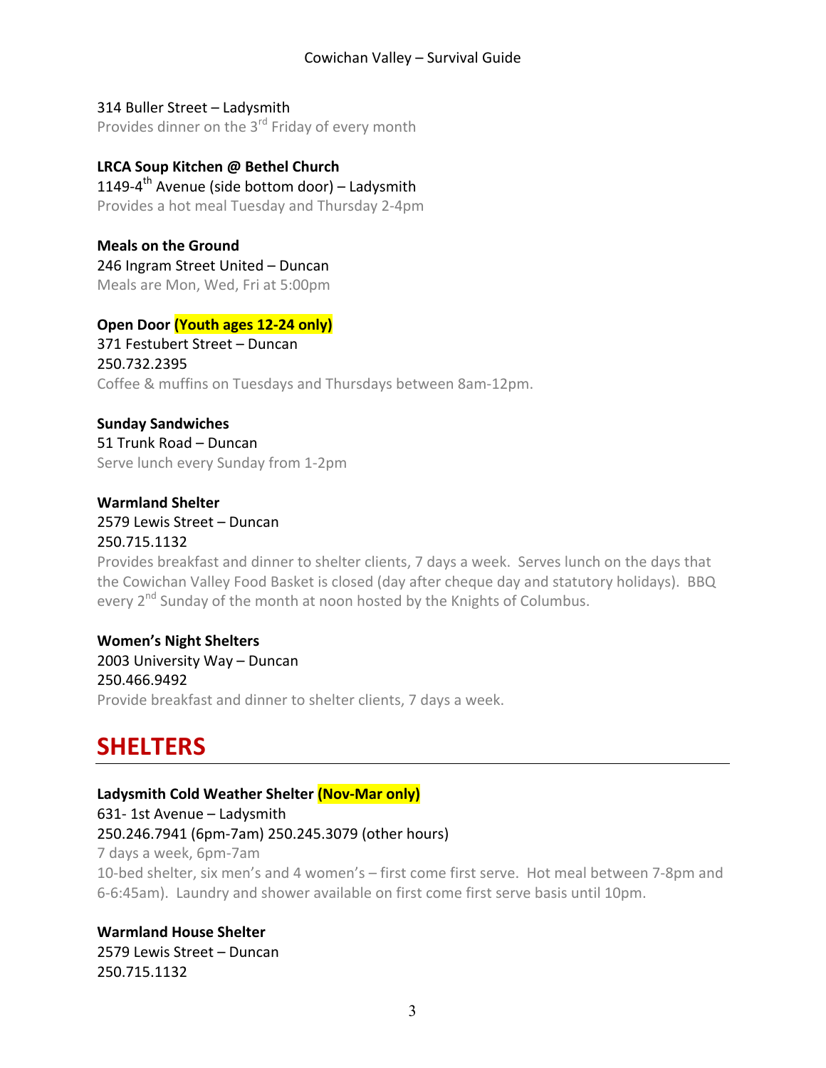314 Buller Street – Ladysmith
Provides dinner on the 3rd Friday of every month

**LRCA Soup Kitchen @ Bethel Church**
1149-4th Avenue (side bottom door) – Ladysmith
Provides a hot meal Tuesday and Thursday 2-4pm

**Meals on the Ground**
246 Ingram Street United – Duncan
Meals are Mon, Wed, Fri at 5:00pm

**Open Door (Youth ages 12-24 only)**
371 Festubert Street – Duncan
250.732.2395
Coffee & muffins on Tuesdays and Thursdays between 8am-12pm.

**Sunday Sandwiches**
51 Trunk Road – Duncan
Serve lunch every Sunday from 1-2pm

**Warmland Shelter**
2579 Lewis Street – Duncan
250.715.1132
Provides breakfast and dinner to shelter clients, 7 days a week. Serves lunch on the days that the Cowichan Valley Food Basket is closed (day after cheque day and statutory holidays). BBQ every 2nd Sunday of the month at noon hosted by the Knights of Columbus.

**Women's Night Shelters**
2003 University Way – Duncan
250.466.9492
Provide breakfast and dinner to shelter clients, 7 days a week.

# SHELTERS

**Ladysmith Cold Weather Shelter (Nov-Mar only)**
631- 1st Avenue – Ladysmith
250.246.7941 (6pm-7am) 250.245.3079 (other hours)
7 days a week, 6pm-7am
10-bed shelter, six men's and 4 women's – first come first serve. Hot meal between 7-8pm and 6-6:45am). Laundry and shower available on first come first serve basis until 10pm.

**Warmland House Shelter**
2579 Lewis Street – Duncan
250.715.1132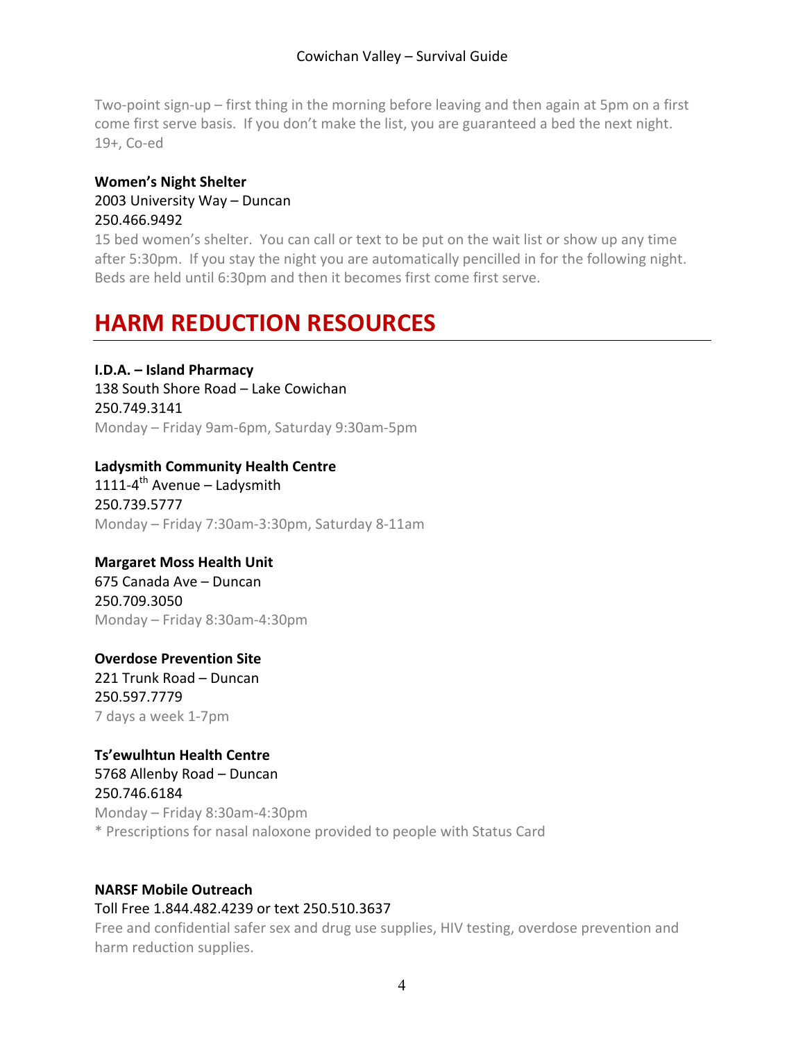Two-point sign-up – first thing in the morning before leaving and then again at 5pm on a first come first serve basis. If you don't make the list, you are guaranteed a bed the next night. 19+, Co-ed

**Women's Night Shelter**
2003 University Way – Duncan
250.466.9492
15 bed women's shelter. You can call or text to be put on the wait list or show up any time after 5:30pm. If you stay the night you are automatically pencilled in for the following night. Beds are held until 6:30pm and then it becomes first come first serve.

# HARM REDUCTION RESOURCES

**I.D.A. – Island Pharmacy**
138 South Shore Road – Lake Cowichan
250.749.3141
Monday – Friday 9am-6pm, Saturday 9:30am-5pm

**Ladysmith Community Health Centre**
1111-4th Avenue – Ladysmith
250.739.5777
Monday – Friday 7:30am-3:30pm, Saturday 8-11am

**Margaret Moss Health Unit**
675 Canada Ave – Duncan
250.709.3050
Monday – Friday 8:30am-4:30pm

**Overdose Prevention Site**
221 Trunk Road – Duncan
250.597.7779
7 days a week 1-7pm

**Ts'ewulhtun Health Centre**
5768 Allenby Road – Duncan
250.746.6184
Monday – Friday 8:30am-4:30pm
* Prescriptions for nasal naloxone provided to people with Status Card

**NARSF Mobile Outreach**
Toll Free 1.844.482.4239 or text 250.510.3637
Free and confidential safer sex and drug use supplies, HIV testing, overdose prevention and harm reduction supplies.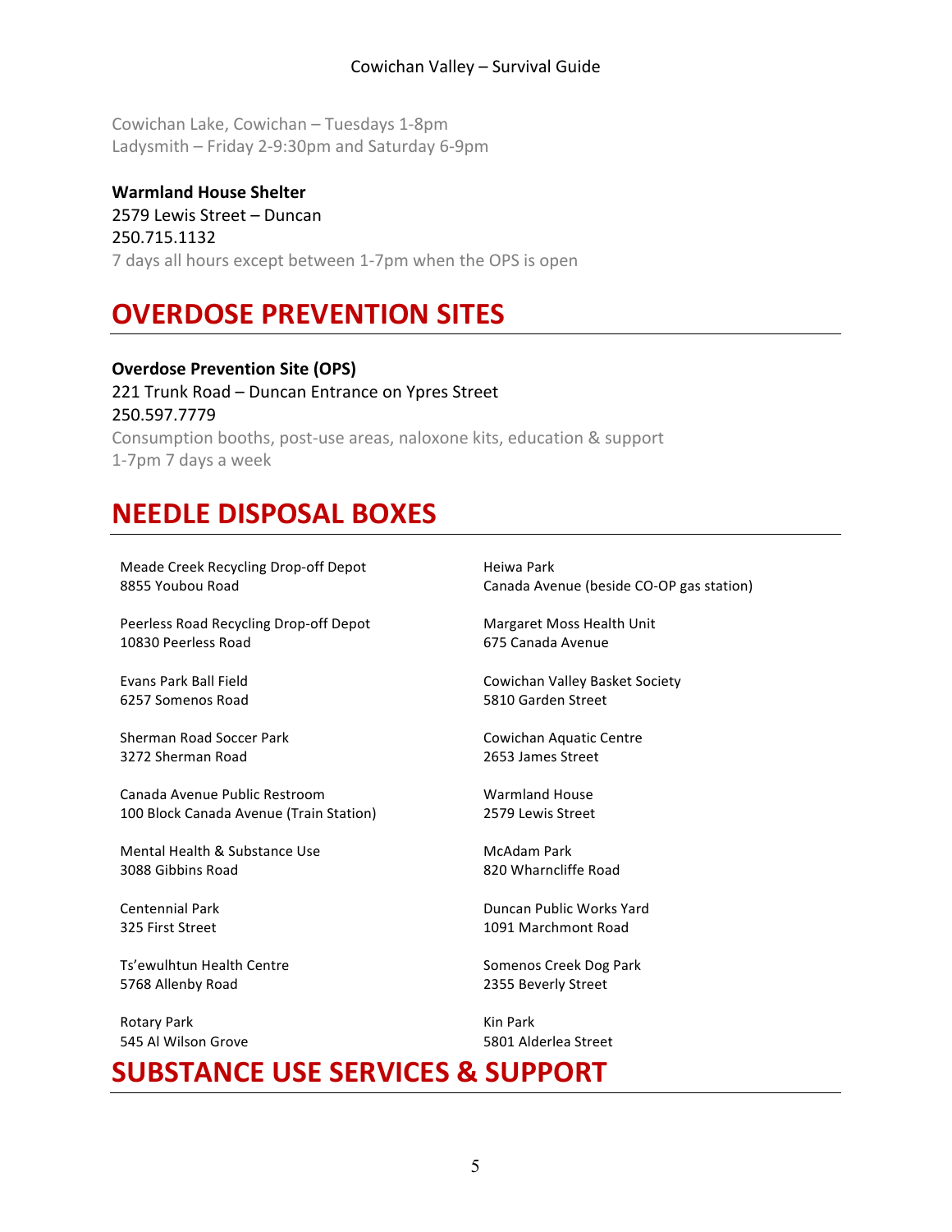Cowichan Lake, Cowichan – Tuesdays 1-8pm
Ladysmith – Friday 2-9:30pm and Saturday 6-9pm

**Warmland House Shelter**
2579 Lewis Street – Duncan
250.715.1132
7 days all hours except between 1-7pm when the OPS is open

## OVERDOSE PREVENTION SITES

**Overdose Prevention Site (OPS)**
221 Trunk Road – Duncan Entrance on Ypres Street
250.597.7779
Consumption booths, post-use areas, naloxone kits, education & support
1-7pm 7 days a week

## NEEDLE DISPOSAL BOXES

Meade Creek Recycling Drop-off Depot
8855 Youbou Road

Peerless Road Recycling Drop-off Depot
10830 Peerless Road

Evans Park Ball Field
6257 Somenos Road

Sherman Road Soccer Park
3272 Sherman Road

Canada Avenue Public Restroom
100 Block Canada Avenue (Train Station)

Mental Health & Substance Use
3088 Gibbins Road

Centennial Park
325 First Street

Ts'ewulhtun Health Centre
5768 Allenby Road

Rotary Park
545 Al Wilson Grove

Heiwa Park
Canada Avenue (beside CO-OP gas station)

Margaret Moss Health Unit
675 Canada Avenue

Cowichan Valley Basket Society
5810 Garden Street

Cowichan Aquatic Centre
2653 James Street

Warmland House
2579 Lewis Street

McAdam Park
820 Wharncliffe Road

Duncan Public Works Yard
1091 Marchmont Road

Somenos Creek Dog Park
2355 Beverly Street

Kin Park
5801 Alderlea Street

## SUBSTANCE USE SERVICES & SUPPORT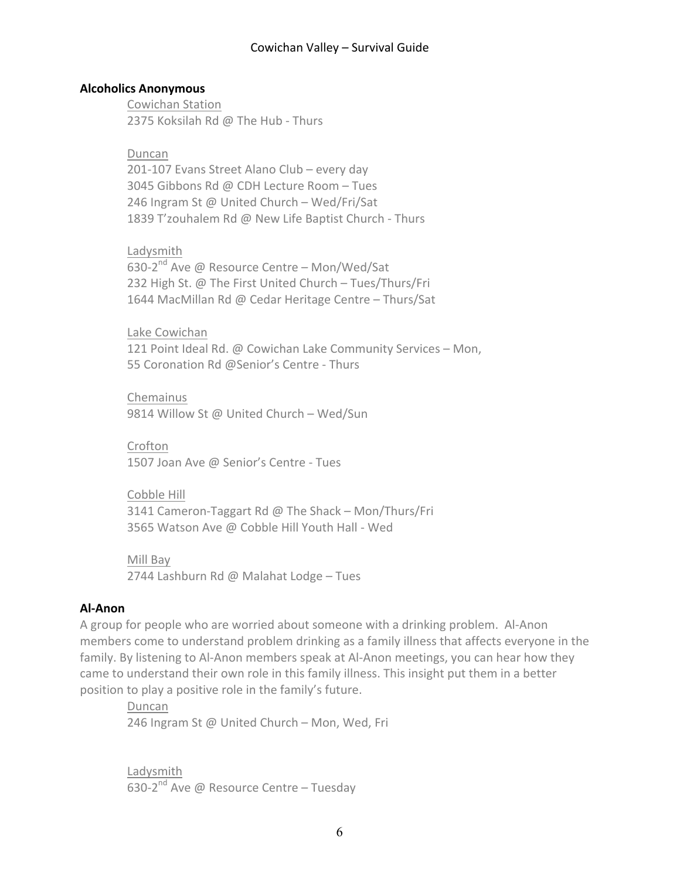## Alcoholics Anonymous

Cowichan Station
2375 Koksilah Rd @ The Hub - Thurs

Duncan
201-107 Evans Street Alano Club – every day
3045 Gibbons Rd @ CDH Lecture Room – Tues
246 Ingram St @ United Church – Wed/Fri/Sat
1839 T'zouhalem Rd @ New Life Baptist Church - Thurs

Ladysmith
630-2nd Ave @ Resource Centre – Mon/Wed/Sat
232 High St. @ The First United Church – Tues/Thurs/Fri
1644 MacMillan Rd @ Cedar Heritage Centre – Thurs/Sat

Lake Cowichan
121 Point Ideal Rd. @ Cowichan Lake Community Services – Mon,
55 Coronation Rd @Senior's Centre - Thurs

Chemainus
9814 Willow St @ United Church – Wed/Sun

Crofton
1507 Joan Ave @ Senior's Centre - Tues

Cobble Hill
3141 Cameron-Taggart Rd @ The Shack – Mon/Thurs/Fri
3565 Watson Ave @ Cobble Hill Youth Hall - Wed

Mill Bay
2744 Lashburn Rd @ Malahat Lodge – Tues

## Al-Anon

A group for people who are worried about someone with a drinking problem. Al-Anon members come to understand problem drinking as a family illness that affects everyone in the family. By listening to Al-Anon members speak at Al-Anon meetings, you can hear how they came to understand their own role in this family illness. This insight put them in a better position to play a positive role in the family's future.

Duncan
246 Ingram St @ United Church – Mon, Wed, Fri

Ladysmith
630-2nd Ave @ Resource Centre – Tuesday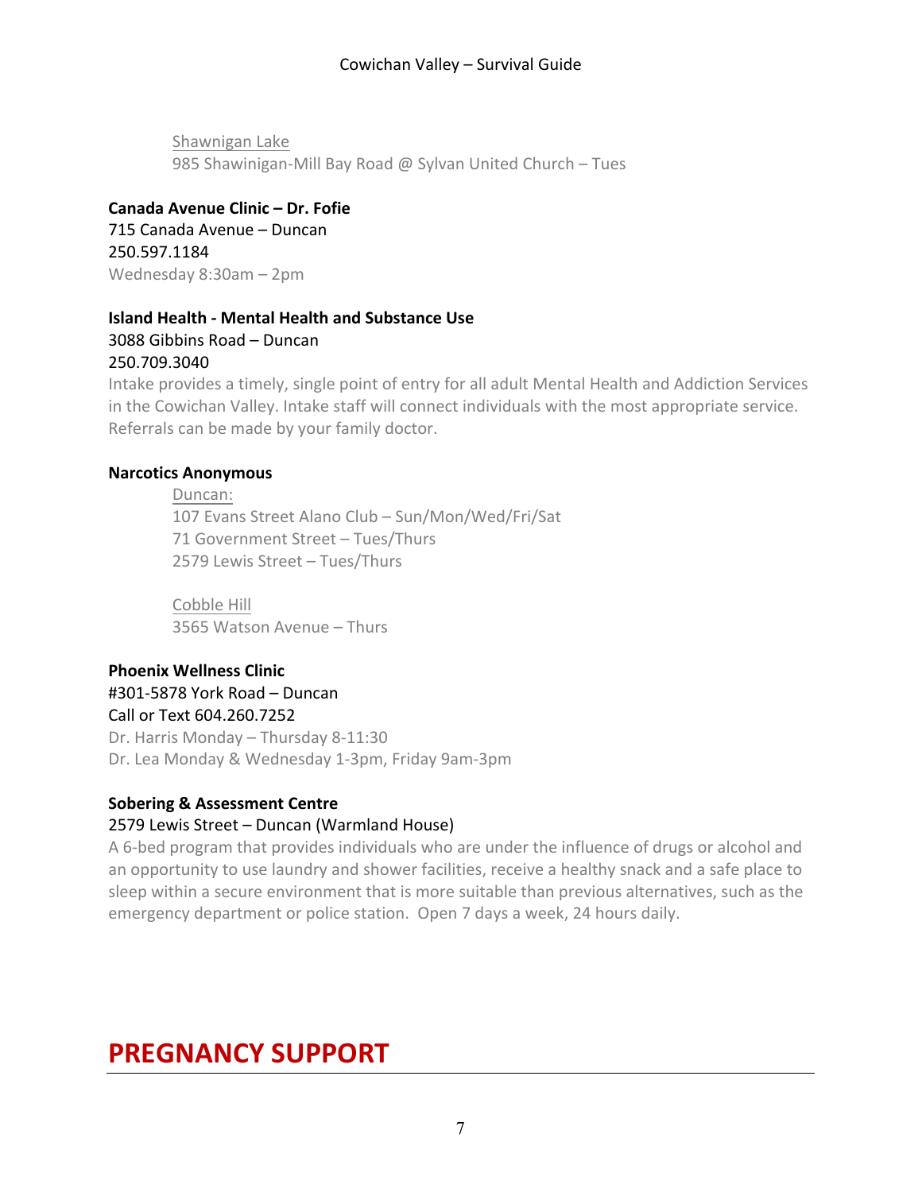Shawnigan Lake
985 Shawinigan-Mill Bay Road @ Sylvan United Church – Tues

**Canada Avenue Clinic – Dr. Fofie**
715 Canada Avenue – Duncan
250.597.1184
Wednesday 8:30am – 2pm

**Island Health - Mental Health and Substance Use**
3088 Gibbins Road – Duncan
250.709.3040
Intake provides a timely, single point of entry for all adult Mental Health and Addiction Services in the Cowichan Valley. Intake staff will connect individuals with the most appropriate service. Referrals can be made by your family doctor.

**Narcotics Anonymous**

Duncan:
107 Evans Street Alano Club – Sun/Mon/Wed/Fri/Sat
71 Government Street – Tues/Thurs
2579 Lewis Street – Tues/Thurs

Cobble Hill
3565 Watson Avenue – Thurs

**Phoenix Wellness Clinic**
#301-5878 York Road – Duncan
Call or Text 604.260.7252
Dr. Harris Monday – Thursday 8-11:30
Dr. Lea Monday & Wednesday 1-3pm, Friday 9am-3pm

**Sobering & Assessment Centre**
2579 Lewis Street – Duncan (Warmland House)
A 6-bed program that provides individuals who are under the influence of drugs or alcohol and an opportunity to use laundry and shower facilities, receive a healthy snack and a safe place to sleep within a secure environment that is more suitable than previous alternatives, such as the emergency department or police station. Open 7 days a week, 24 hours daily.

# PREGNANCY SUPPORT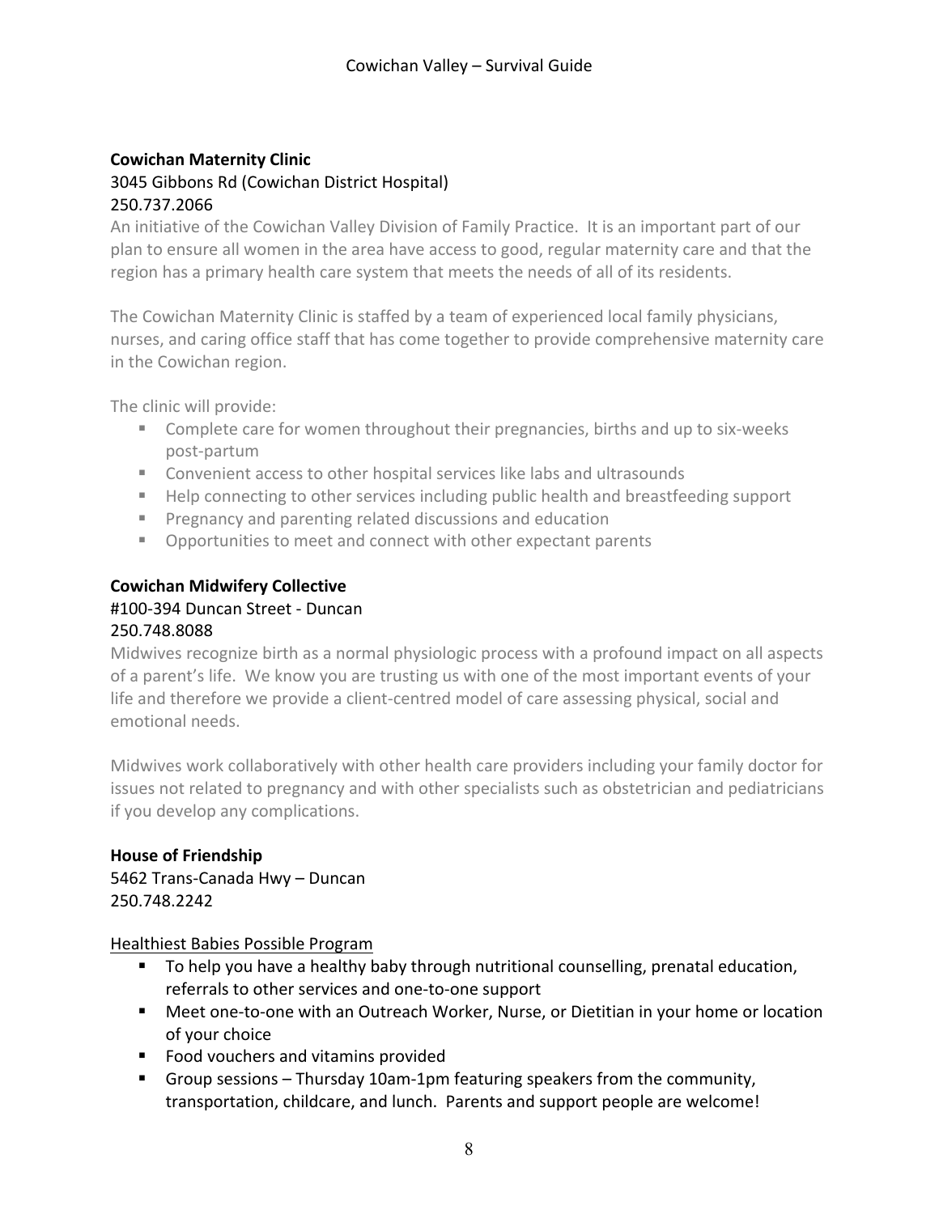**Cowichan Maternity Clinic**

3045 Gibbons Rd (Cowichan District Hospital)
250.737.2066

An initiative of the Cowichan Valley Division of Family Practice. It is an important part of our plan to ensure all women in the area have access to good, regular maternity care and that the region has a primary health care system that meets the needs of all of its residents.

The Cowichan Maternity Clinic is staffed by a team of experienced local family physicians, nurses, and caring office staff that has come together to provide comprehensive maternity care in the Cowichan region.

The clinic will provide:

- Complete care for women throughout their pregnancies, births and up to six-weeks post-partum
- Convenient access to other hospital services like labs and ultrasounds
- Help connecting to other services including public health and breastfeeding support
- Pregnancy and parenting related discussions and education
- Opportunities to meet and connect with other expectant parents

**Cowichan Midwifery Collective**

#100-394 Duncan Street - Duncan
250.748.8088

Midwives recognize birth as a normal physiologic process with a profound impact on all aspects of a parent's life. We know you are trusting us with one of the most important events of your life and therefore we provide a client-centred model of care assessing physical, social and emotional needs.

Midwives work collaboratively with other health care providers including your family doctor for issues not related to pregnancy and with other specialists such as obstetrician and pediatricians if you develop any complications.

**House of Friendship**

5462 Trans-Canada Hwy – Duncan
250.748.2242

<u>Healthiest Babies Possible Program</u>

- To help you have a healthy baby through nutritional counselling, prenatal education, referrals to other services and one-to-one support
- Meet one-to-one with an Outreach Worker, Nurse, or Dietitian in your home or location of your choice
- Food vouchers and vitamins provided
- Group sessions – Thursday 10am-1pm featuring speakers from the community, transportation, childcare, and lunch. Parents and support people are welcome!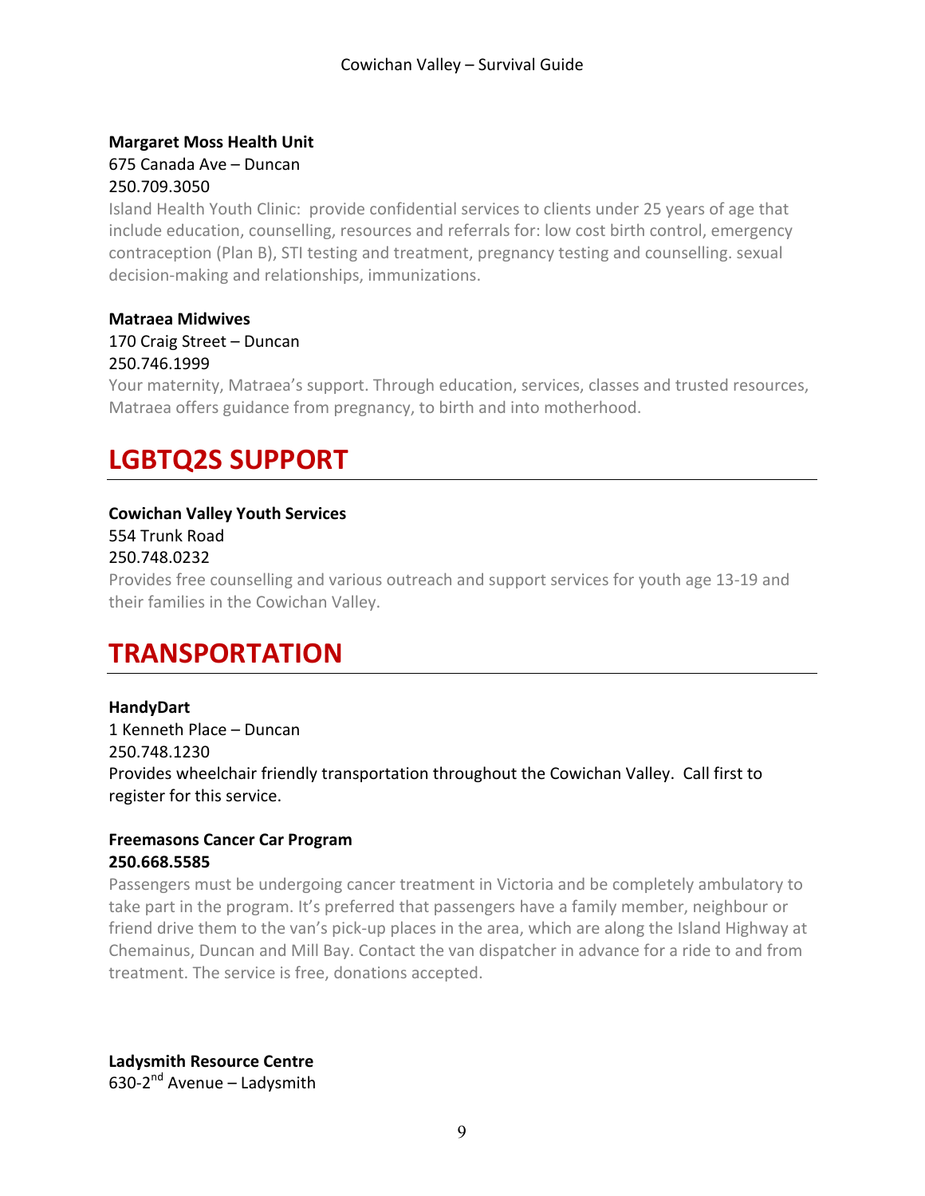**Margaret Moss Health Unit**
675 Canada Ave – Duncan
250.709.3050
Island Health Youth Clinic: provide confidential services to clients under 25 years of age that include education, counselling, resources and referrals for: low cost birth control, emergency contraception (Plan B), STI testing and treatment, pregnancy testing and counselling. sexual decision-making and relationships, immunizations.

**Matraea Midwives**
170 Craig Street – Duncan
250.746.1999
Your maternity, Matraea's support. Through education, services, classes and trusted resources, Matraea offers guidance from pregnancy, to birth and into motherhood.

# LGBTQ2S SUPPORT

**Cowichan Valley Youth Services**
554 Trunk Road
250.748.0232
Provides free counselling and various outreach and support services for youth age 13-19 and their families in the Cowichan Valley.

# TRANSPORTATION

**HandyDart**
1 Kenneth Place – Duncan
250.748.1230
Provides wheelchair friendly transportation throughout the Cowichan Valley. Call first to register for this service.

**Freemasons Cancer Car Program**
**250.668.5585**
Passengers must be undergoing cancer treatment in Victoria and be completely ambulatory to take part in the program. It's preferred that passengers have a family member, neighbour or friend drive them to the van's pick-up places in the area, which are along the Island Highway at Chemainus, Duncan and Mill Bay. Contact the van dispatcher in advance for a ride to and from treatment. The service is free, donations accepted.

**Ladysmith Resource Centre**
630-2nd Avenue – Ladysmith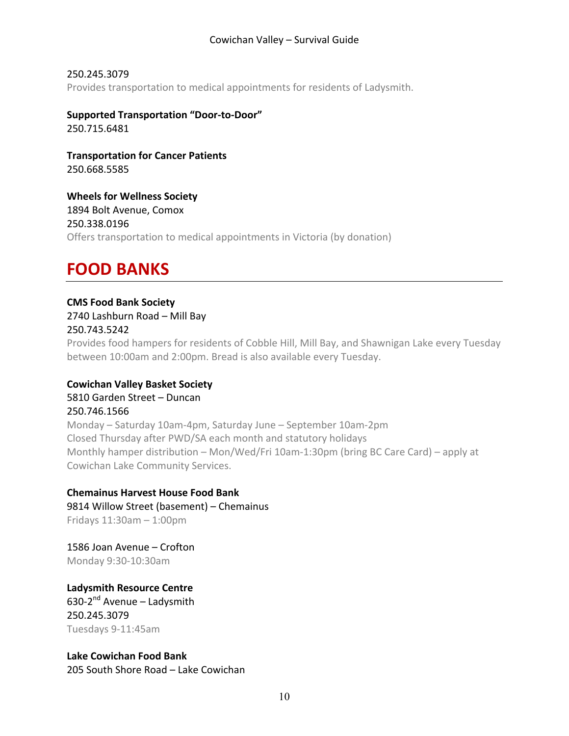250.245.3079

Provides transportation to medical appointments for residents of Ladysmith.

**Supported Transportation "Door-to-Door"**
250.715.6481

**Transportation for Cancer Patients**
250.668.5585

**Wheels for Wellness Society**
1894 Bolt Avenue, Comox
250.338.0196
Offers transportation to medical appointments in Victoria (by donation)

# FOOD BANKS

**CMS Food Bank Society**
2740 Lashburn Road – Mill Bay
250.743.5242
Provides food hampers for residents of Cobble Hill, Mill Bay, and Shawnigan Lake every Tuesday between 10:00am and 2:00pm. Bread is also available every Tuesday.

**Cowichan Valley Basket Society**
5810 Garden Street – Duncan
250.746.1566
Monday – Saturday 10am-4pm, Saturday June – September 10am-2pm
Closed Thursday after PWD/SA each month and statutory holidays
Monthly hamper distribution – Mon/Wed/Fri 10am-1:30pm (bring BC Care Card) – apply at Cowichan Lake Community Services.

**Chemainus Harvest House Food Bank**
9814 Willow Street (basement) – Chemainus
Fridays 11:30am – 1:00pm

1586 Joan Avenue – Crofton
Monday 9:30-10:30am

**Ladysmith Resource Centre**
630-2nd Avenue – Ladysmith
250.245.3079
Tuesdays 9-11:45am

**Lake Cowichan Food Bank**
205 South Shore Road – Lake Cowichan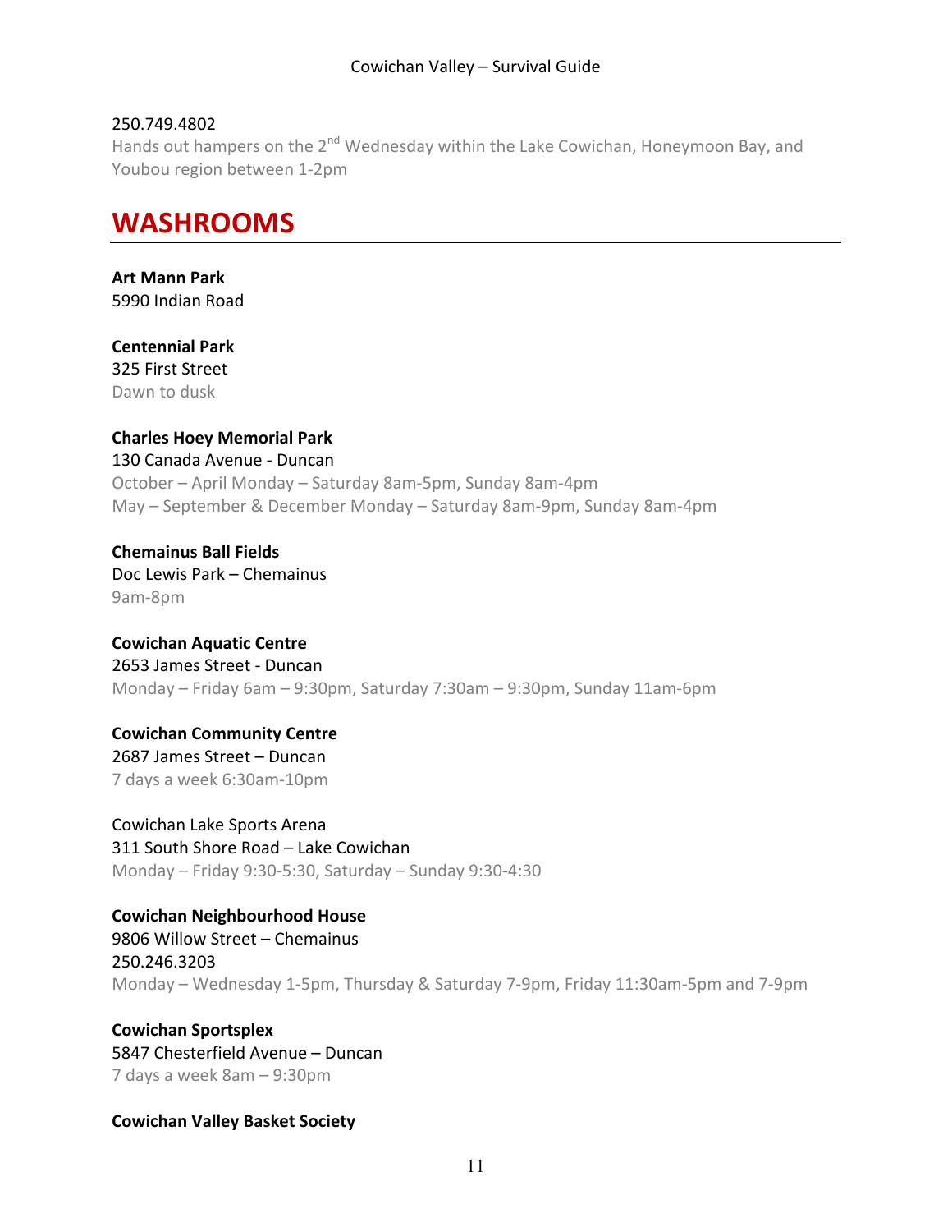250.749.4802

Hands out hampers on the 2nd Wednesday within the Lake Cowichan, Honeymoon Bay, and Youbou region between 1-2pm

## WASHROOMS

**Art Mann Park**
5990 Indian Road

**Centennial Park**
325 First Street
Dawn to dusk

**Charles Hoey Memorial Park**
130 Canada Avenue - Duncan
October – April Monday – Saturday 8am-5pm, Sunday 8am-4pm
May – September & December Monday – Saturday 8am-9pm, Sunday 8am-4pm

**Chemainus Ball Fields**
Doc Lewis Park – Chemainus
9am-8pm

**Cowichan Aquatic Centre**
2653 James Street - Duncan
Monday – Friday 6am – 9:30pm, Saturday 7:30am – 9:30pm, Sunday 11am-6pm

**Cowichan Community Centre**
2687 James Street – Duncan
7 days a week 6:30am-10pm

Cowichan Lake Sports Arena
311 South Shore Road – Lake Cowichan
Monday – Friday 9:30-5:30, Saturday – Sunday 9:30-4:30

**Cowichan Neighbourhood House**
9806 Willow Street – Chemainus
250.246.3203
Monday – Wednesday 1-5pm, Thursday & Saturday 7-9pm, Friday 11:30am-5pm and 7-9pm

**Cowichan Sportsplex**
5847 Chesterfield Avenue – Duncan
7 days a week 8am – 9:30pm

**Cowichan Valley Basket Society**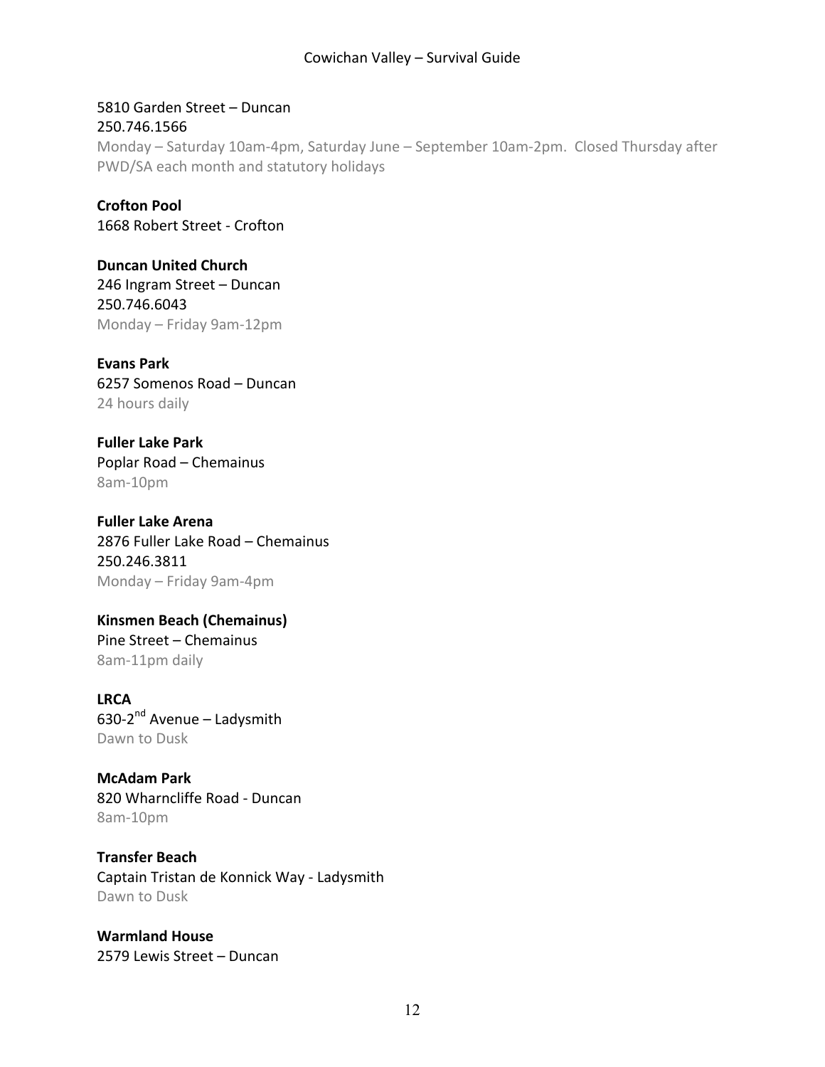5810 Garden Street – Duncan
250.746.1566
Monday – Saturday 10am-4pm, Saturday June – September 10am-2pm. Closed Thursday after PWD/SA each month and statutory holidays

**Crofton Pool**
1668 Robert Street - Crofton

**Duncan United Church**
246 Ingram Street – Duncan
250.746.6043
Monday – Friday 9am-12pm

**Evans Park**
6257 Somenos Road – Duncan
24 hours daily

**Fuller Lake Park**
Poplar Road – Chemainus
8am-10pm

**Fuller Lake Arena**
2876 Fuller Lake Road – Chemainus
250.246.3811
Monday – Friday 9am-4pm

**Kinsmen Beach (Chemainus)**
Pine Street – Chemainus
8am-11pm daily

**LRCA**
630-2nd Avenue – Ladysmith
Dawn to Dusk

**McAdam Park**
820 Wharncliffe Road - Duncan
8am-10pm

**Transfer Beach**
Captain Tristan de Konnick Way - Ladysmith
Dawn to Dusk

**Warmland House**
2579 Lewis Street – Duncan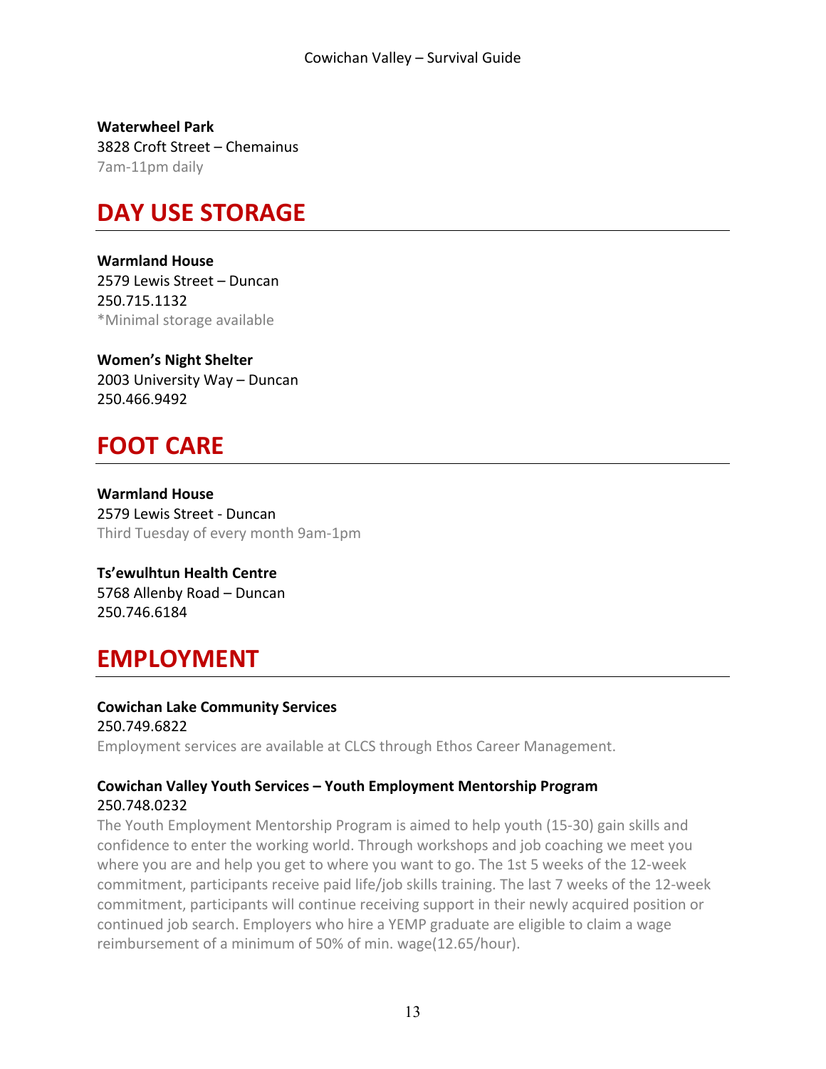**Waterwheel Park**
3828 Croft Street – Chemainus
7am-11pm daily

## DAY USE STORAGE

**Warmland House**
2579 Lewis Street – Duncan
250.715.1132
*Minimal storage available

**Women's Night Shelter**
2003 University Way – Duncan
250.466.9492

## FOOT CARE

**Warmland House**
2579 Lewis Street - Duncan
Third Tuesday of every month 9am-1pm

**Ts'ewulhtun Health Centre**
5768 Allenby Road – Duncan
250.746.6184

## EMPLOYMENT

**Cowichan Lake Community Services**
250.749.6822
Employment services are available at CLCS through Ethos Career Management.

**Cowichan Valley Youth Services – Youth Employment Mentorship Program**
250.748.0232
The Youth Employment Mentorship Program is aimed to help youth (15-30) gain skills and confidence to enter the working world. Through workshops and job coaching we meet you where you are and help you get to where you want to go. The 1st 5 weeks of the 12-week commitment, participants receive paid life/job skills training. The last 7 weeks of the 12-week commitment, participants will continue receiving support in their newly acquired position or continued job search. Employers who hire a YEMP graduate are eligible to claim a wage reimbursement of a minimum of 50% of min. wage(12.65/hour).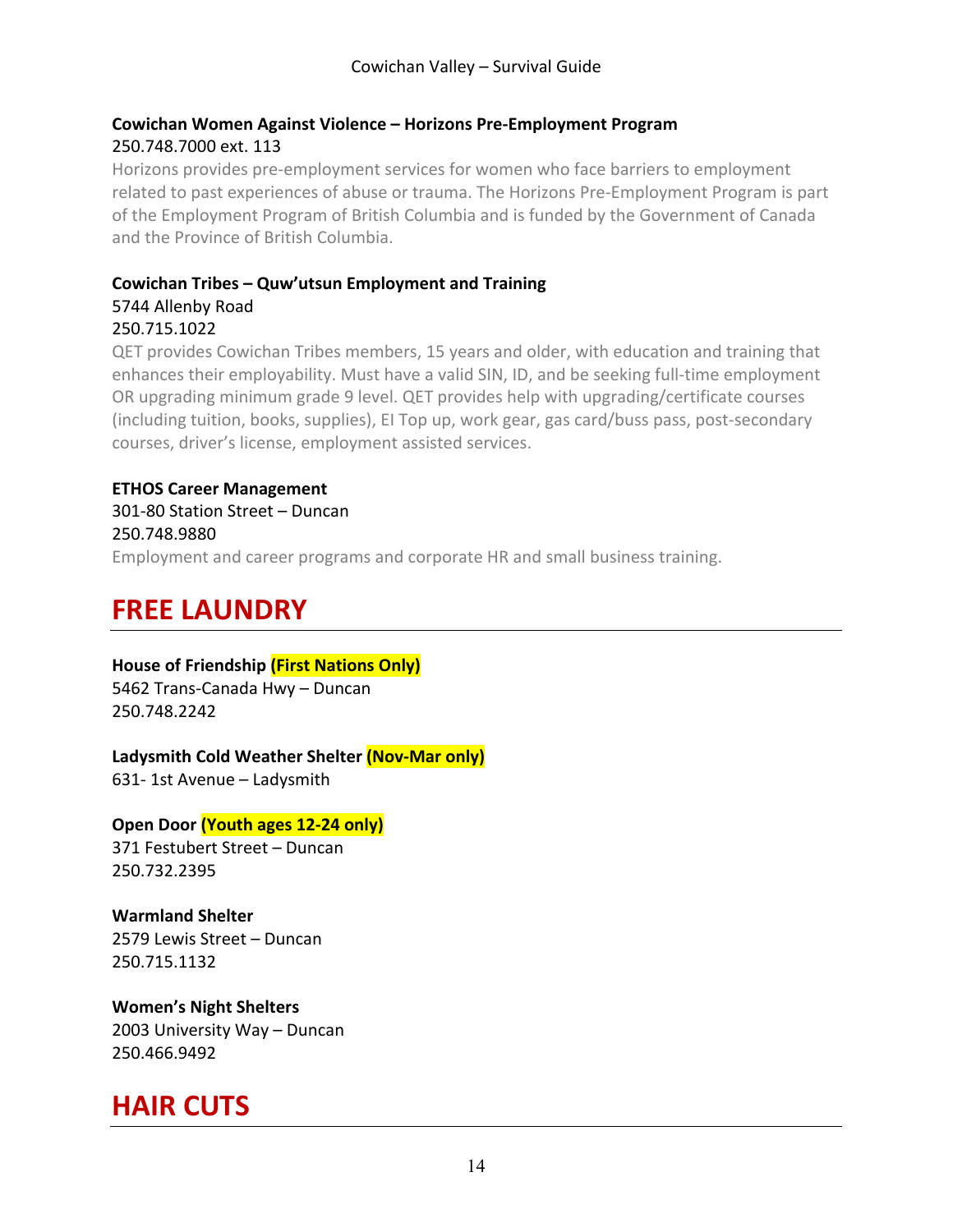**Cowichan Women Against Violence – Horizons Pre-Employment Program**
250.748.7000 ext. 113
Horizons provides pre-employment services for women who face barriers to employment related to past experiences of abuse or trauma. The Horizons Pre-Employment Program is part of the Employment Program of British Columbia and is funded by the Government of Canada and the Province of British Columbia.

**Cowichan Tribes – Quw'utsun Employment and Training**
5744 Allenby Road
250.715.1022
QET provides Cowichan Tribes members, 15 years and older, with education and training that enhances their employability. Must have a valid SIN, ID, and be seeking full-time employment OR upgrading minimum grade 9 level. QET provides help with upgrading/certificate courses (including tuition, books, supplies), EI Top up, work gear, gas card/buss pass, post-secondary courses, driver's license, employment assisted services.

**ETHOS Career Management**
301-80 Station Street – Duncan
250.748.9880
Employment and career programs and corporate HR and small business training.

# FREE LAUNDRY

**House of Friendship (First Nations Only)**
5462 Trans-Canada Hwy – Duncan
250.748.2242

**Ladysmith Cold Weather Shelter (Nov-Mar only)**
631- 1st Avenue – Ladysmith

**Open Door (Youth ages 12-24 only)**
371 Festubert Street – Duncan
250.732.2395

**Warmland Shelter**
2579 Lewis Street – Duncan
250.715.1132

**Women's Night Shelters**
2003 University Way – Duncan
250.466.9492

# HAIR CUTS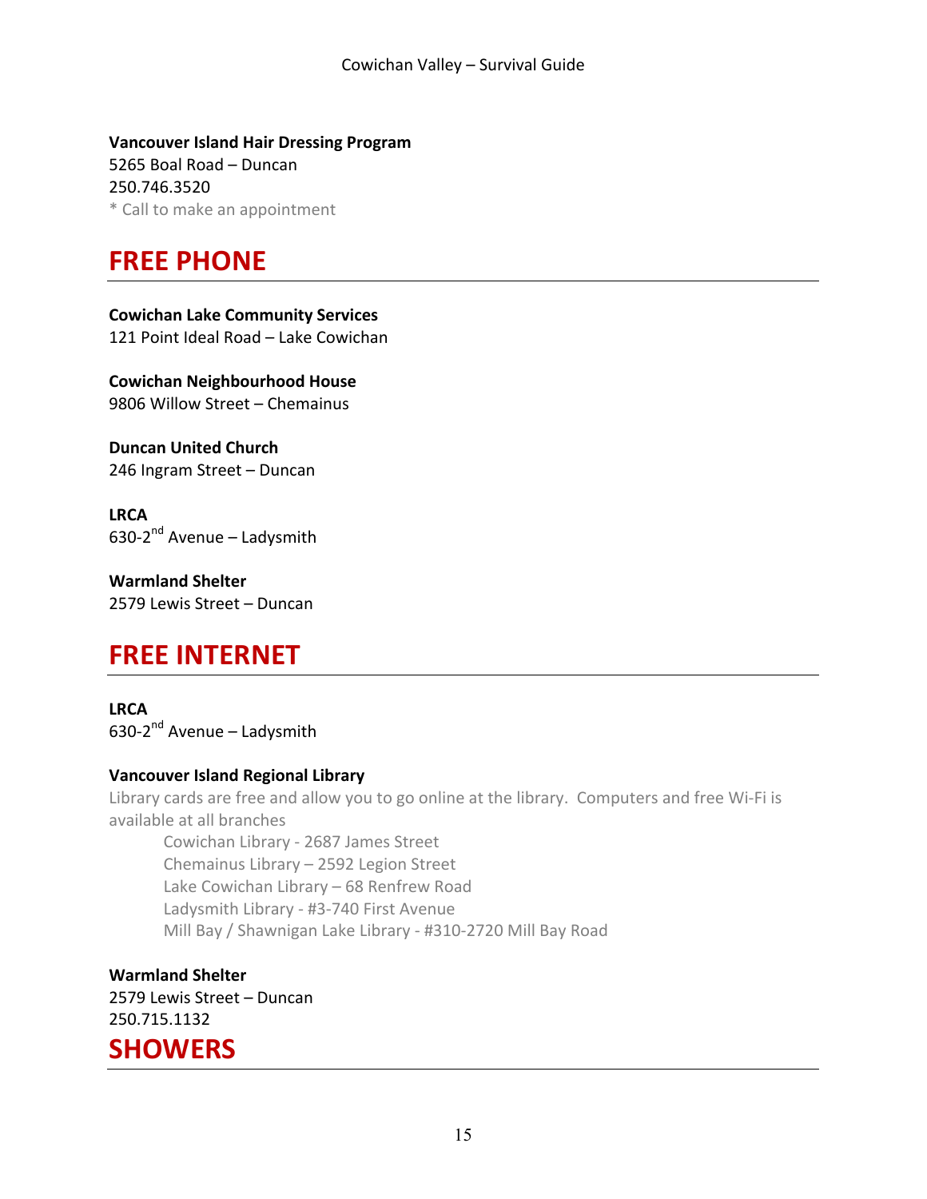**Vancouver Island Hair Dressing Program**
5265 Boal Road – Duncan
250.746.3520
* Call to make an appointment

## FREE PHONE

**Cowichan Lake Community Services**
121 Point Ideal Road – Lake Cowichan

**Cowichan Neighbourhood House**
9806 Willow Street – Chemainus

**Duncan United Church**
246 Ingram Street – Duncan

**LRCA**
630-2nd Avenue – Ladysmith

**Warmland Shelter**
2579 Lewis Street – Duncan

## FREE INTERNET

**LRCA**
630-2nd Avenue – Ladysmith

**Vancouver Island Regional Library**
Library cards are free and allow you to go online at the library. Computers and free Wi-Fi is available at all branches

- Cowichan Library - 2687 James Street
- Chemainus Library – 2592 Legion Street
- Lake Cowichan Library – 68 Renfrew Road
- Ladysmith Library - #3-740 First Avenue
- Mill Bay / Shawnigan Lake Library - #310-2720 Mill Bay Road

**Warmland Shelter**
2579 Lewis Street – Duncan
250.715.1132

## SHOWERS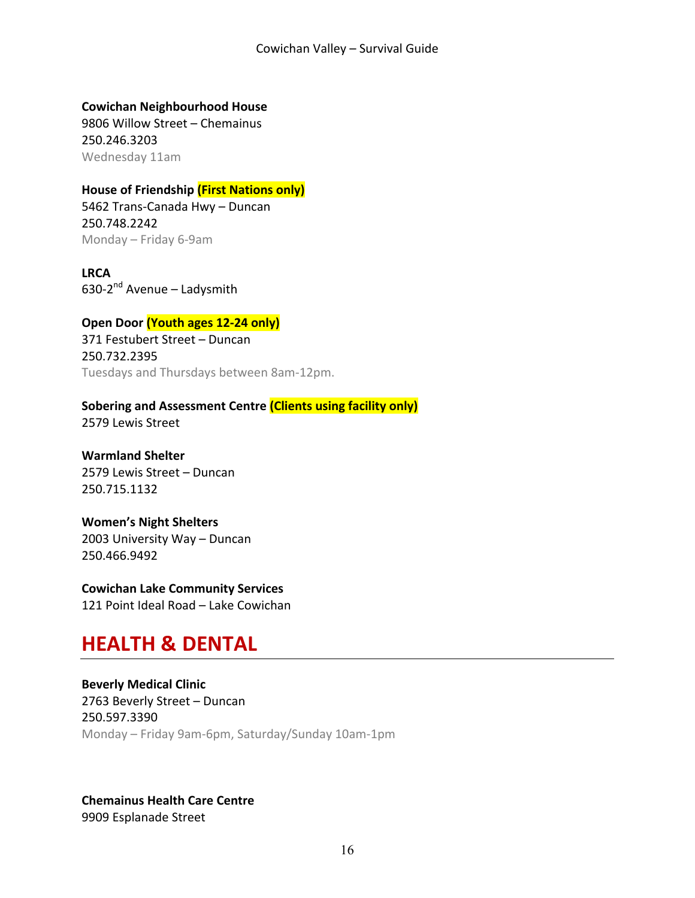**Cowichan Neighbourhood House**
9806 Willow Street – Chemainus
250.246.3203
Wednesday 11am

**House of Friendship (First Nations only)**
5462 Trans-Canada Hwy – Duncan
250.748.2242
Monday – Friday 6-9am

**LRCA**
630-2nd Avenue – Ladysmith

**Open Door (Youth ages 12-24 only)**
371 Festubert Street – Duncan
250.732.2395
Tuesdays and Thursdays between 8am-12pm.

**Sobering and Assessment Centre (Clients using facility only)**
2579 Lewis Street

**Warmland Shelter**
2579 Lewis Street – Duncan
250.715.1132

**Women's Night Shelters**
2003 University Way – Duncan
250.466.9492

**Cowichan Lake Community Services**
121 Point Ideal Road – Lake Cowichan

# HEALTH & DENTAL

**Beverly Medical Clinic**
2763 Beverly Street – Duncan
250.597.3390
Monday – Friday 9am-6pm, Saturday/Sunday 10am-1pm

**Chemainus Health Care Centre**
9909 Esplanade Street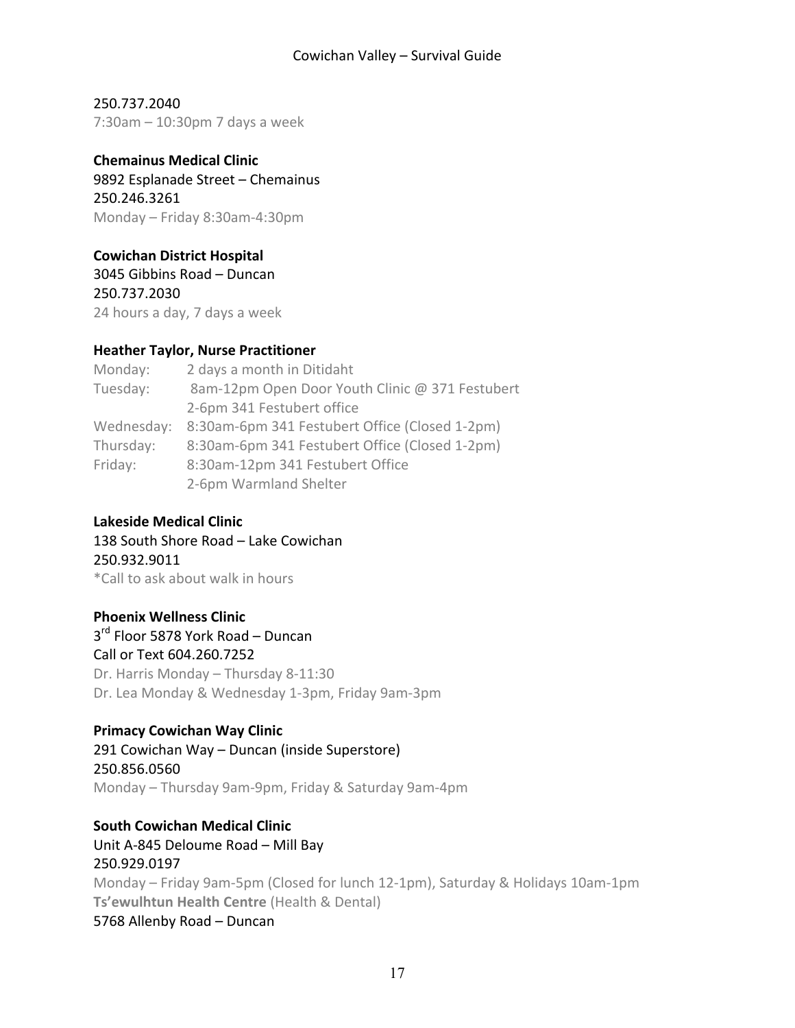250.737.2040
7:30am – 10:30pm 7 days a week

**Chemainus Medical Clinic**
9892 Esplanade Street – Chemainus
250.246.3261
Monday – Friday 8:30am-4:30pm

**Cowichan District Hospital**
3045 Gibbins Road – Duncan
250.737.2030
24 hours a day, 7 days a week

**Heather Taylor, Nurse Practitioner**

| | |
|---|---|
| Monday: | 2 days a month in Ditidaht |
| Tuesday: | 8am-12pm Open Door Youth Clinic @ 371 Festubert |
| | 2-6pm 341 Festubert office |
| Wednesday: | 8:30am-6pm 341 Festubert Office (Closed 1-2pm) |
| Thursday: | 8:30am-6pm 341 Festubert Office (Closed 1-2pm) |
| Friday: | 8:30am-12pm 341 Festubert Office |
| | 2-6pm Warmland Shelter |

**Lakeside Medical Clinic**
138 South Shore Road – Lake Cowichan
250.932.9011
*Call to ask about walk in hours

**Phoenix Wellness Clinic**
3rd Floor 5878 York Road – Duncan
Call or Text 604.260.7252
Dr. Harris Monday – Thursday 8-11:30
Dr. Lea Monday & Wednesday 1-3pm, Friday 9am-3pm

**Primacy Cowichan Way Clinic**
291 Cowichan Way – Duncan (inside Superstore)
250.856.0560
Monday – Thursday 9am-9pm, Friday & Saturday 9am-4pm

**South Cowichan Medical Clinic**
Unit A-845 Deloume Road – Mill Bay
250.929.0197
Monday – Friday 9am-5pm (Closed for lunch 12-1pm), Saturday & Holidays 10am-1pm
**Ts'ewulhtun Health Centre** (Health & Dental)
5768 Allenby Road – Duncan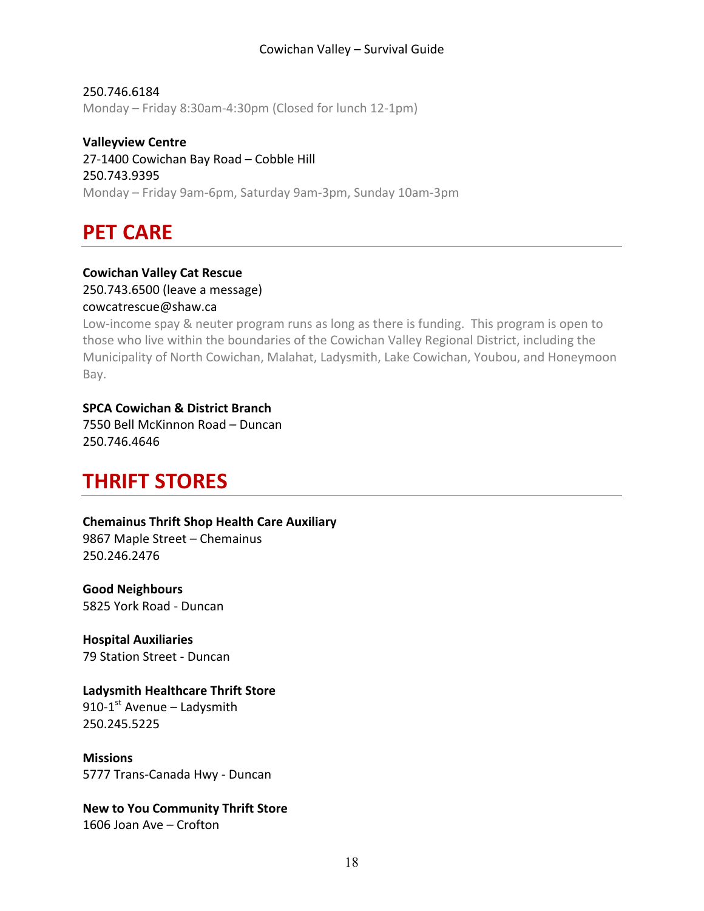250.746.6184
Monday – Friday 8:30am-4:30pm (Closed for lunch 12-1pm)

**Valleyview Centre**
27-1400 Cowichan Bay Road – Cobble Hill
250.743.9395
Monday – Friday 9am-6pm, Saturday 9am-3pm, Sunday 10am-3pm

# PET CARE

**Cowichan Valley Cat Rescue**
250.743.6500 (leave a message)
cowcatrescue@shaw.ca
Low-income spay & neuter program runs as long as there is funding. This program is open to those who live within the boundaries of the Cowichan Valley Regional District, including the Municipality of North Cowichan, Malahat, Ladysmith, Lake Cowichan, Youbou, and Honeymoon Bay.

**SPCA Cowichan & District Branch**
7550 Bell McKinnon Road – Duncan
250.746.4646

# THRIFT STORES

**Chemainus Thrift Shop Health Care Auxiliary**
9867 Maple Street – Chemainus
250.246.2476

**Good Neighbours**
5825 York Road - Duncan

**Hospital Auxiliaries**
79 Station Street - Duncan

**Ladysmith Healthcare Thrift Store**
910-1st Avenue – Ladysmith
250.245.5225

**Missions**
5777 Trans-Canada Hwy - Duncan

**New to You Community Thrift Store**
1606 Joan Ave – Crofton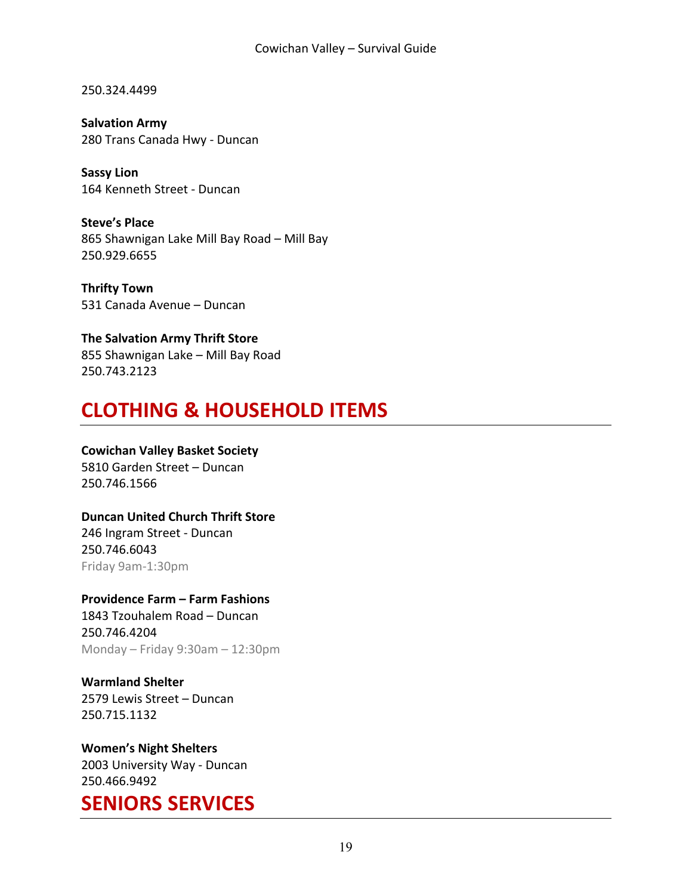250.324.4499

**Salvation Army**
280 Trans Canada Hwy - Duncan

**Sassy Lion**
164 Kenneth Street - Duncan

**Steve's Place**
865 Shawnigan Lake Mill Bay Road – Mill Bay
250.929.6655

**Thrifty Town**
531 Canada Avenue – Duncan

**The Salvation Army Thrift Store**
855 Shawnigan Lake – Mill Bay Road
250.743.2123

# CLOTHING & HOUSEHOLD ITEMS

**Cowichan Valley Basket Society**
5810 Garden Street – Duncan
250.746.1566

**Duncan United Church Thrift Store**
246 Ingram Street - Duncan
250.746.6043
Friday 9am-1:30pm

**Providence Farm – Farm Fashions**
1843 Tzouhalem Road – Duncan
250.746.4204
Monday – Friday 9:30am – 12:30pm

**Warmland Shelter**
2579 Lewis Street – Duncan
250.715.1132

**Women's Night Shelters**
2003 University Way - Duncan
250.466.9492

# SENIORS SERVICES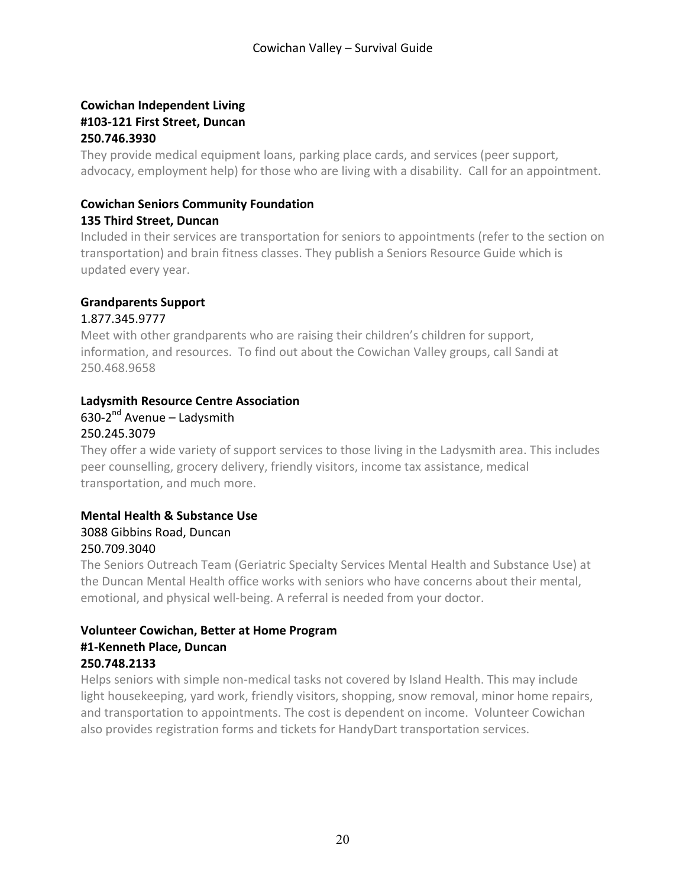**Cowichan Independent Living**
**#103-121 First Street, Duncan**
**250.746.3930**

They provide medical equipment loans, parking place cards, and services (peer support, advocacy, employment help) for those who are living with a disability. Call for an appointment.

**Cowichan Seniors Community Foundation**
**135 Third Street, Duncan**

Included in their services are transportation for seniors to appointments (refer to the section on transportation) and brain fitness classes. They publish a Seniors Resource Guide which is updated every year.

**Grandparents Support**

1.877.345.9777

Meet with other grandparents who are raising their children's children for support, information, and resources. To find out about the Cowichan Valley groups, call Sandi at 250.468.9658

**Ladysmith Resource Centre Association**

630-2nd Avenue – Ladysmith
250.245.3079

They offer a wide variety of support services to those living in the Ladysmith area. This includes peer counselling, grocery delivery, friendly visitors, income tax assistance, medical transportation, and much more.

**Mental Health & Substance Use**

3088 Gibbins Road, Duncan
250.709.3040

The Seniors Outreach Team (Geriatric Specialty Services Mental Health and Substance Use) at the Duncan Mental Health office works with seniors who have concerns about their mental, emotional, and physical well-being. A referral is needed from your doctor.

**Volunteer Cowichan, Better at Home Program**
**#1-Kenneth Place, Duncan**
**250.748.2133**

Helps seniors with simple non-medical tasks not covered by Island Health. This may include light housekeeping, yard work, friendly visitors, shopping, snow removal, minor home repairs, and transportation to appointments. The cost is dependent on income. Volunteer Cowichan also provides registration forms and tickets for HandyDart transportation services.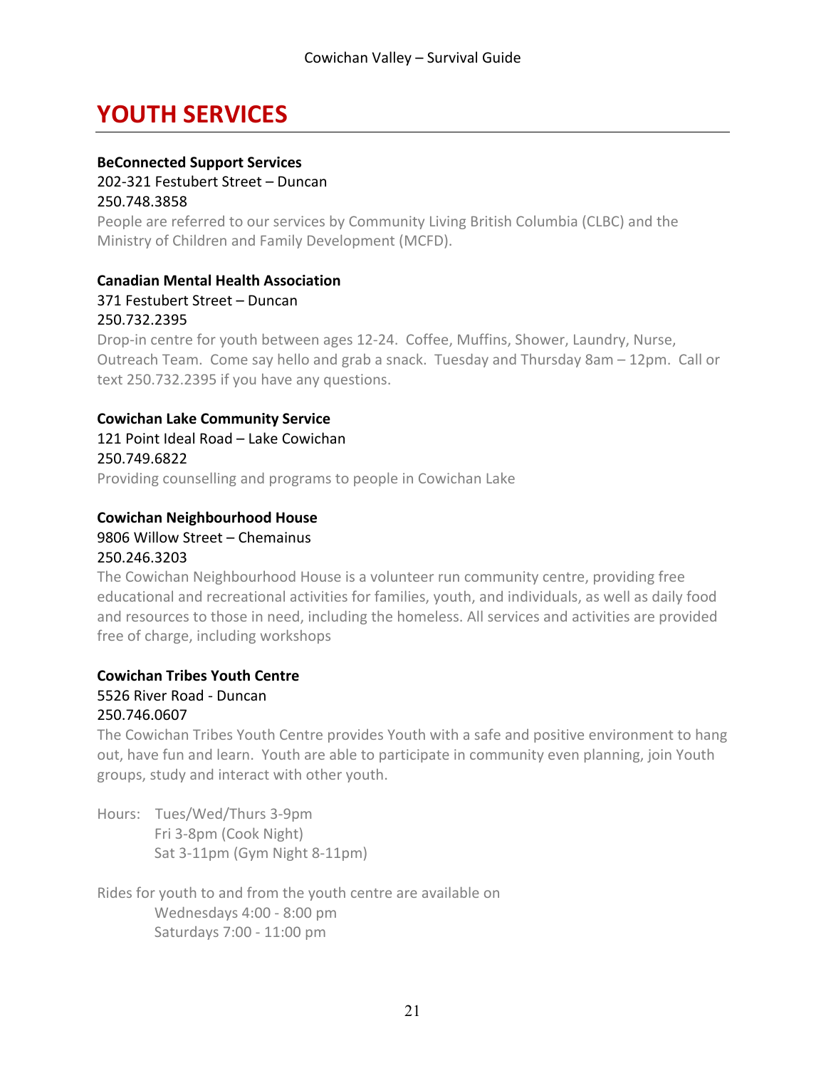# YOUTH SERVICES

**BeConnected Support Services**
202-321 Festubert Street – Duncan
250.748.3858
People are referred to our services by Community Living British Columbia (CLBC) and the Ministry of Children and Family Development (MCFD).

**Canadian Mental Health Association**
371 Festubert Street – Duncan
250.732.2395
Drop-in centre for youth between ages 12-24. Coffee, Muffins, Shower, Laundry, Nurse, Outreach Team. Come say hello and grab a snack. Tuesday and Thursday 8am – 12pm. Call or text 250.732.2395 if you have any questions.

**Cowichan Lake Community Service**
121 Point Ideal Road – Lake Cowichan
250.749.6822
Providing counselling and programs to people in Cowichan Lake

**Cowichan Neighbourhood House**
9806 Willow Street – Chemainus
250.246.3203
The Cowichan Neighbourhood House is a volunteer run community centre, providing free educational and recreational activities for families, youth, and individuals, as well as daily food and resources to those in need, including the homeless. All services and activities are provided free of charge, including workshops

**Cowichan Tribes Youth Centre**
5526 River Road - Duncan
250.746.0607
The Cowichan Tribes Youth Centre provides Youth with a safe and positive environment to hang out, have fun and learn. Youth are able to participate in community even planning, join Youth groups, study and interact with other youth.

Hours: Tues/Wed/Thurs 3-9pm
Fri 3-8pm (Cook Night)
Sat 3-11pm (Gym Night 8-11pm)

Rides for youth to and from the youth centre are available on
Wednesdays 4:00 - 8:00 pm
Saturdays 7:00 - 11:00 pm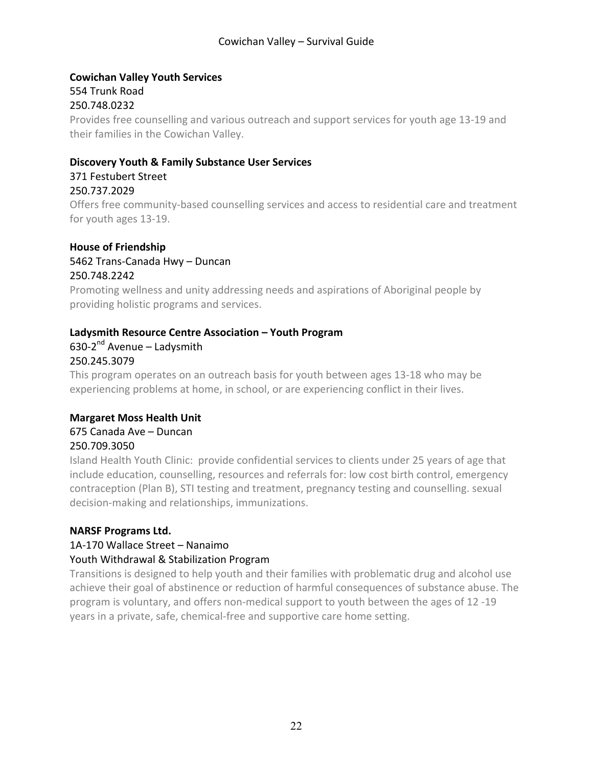**Cowichan Valley Youth Services**
554 Trunk Road
250.748.0232
Provides free counselling and various outreach and support services for youth age 13-19 and their families in the Cowichan Valley.

**Discovery Youth & Family Substance User Services**
371 Festubert Street
250.737.2029
Offers free community-based counselling services and access to residential care and treatment for youth ages 13-19.

**House of Friendship**
5462 Trans-Canada Hwy – Duncan
250.748.2242
Promoting wellness and unity addressing needs and aspirations of Aboriginal people by providing holistic programs and services.

**Ladysmith Resource Centre Association – Youth Program**
630-2nd Avenue – Ladysmith
250.245.3079
This program operates on an outreach basis for youth between ages 13-18 who may be experiencing problems at home, in school, or are experiencing conflict in their lives.

**Margaret Moss Health Unit**
675 Canada Ave – Duncan
250.709.3050
Island Health Youth Clinic: provide confidential services to clients under 25 years of age that include education, counselling, resources and referrals for: low cost birth control, emergency contraception (Plan B), STI testing and treatment, pregnancy testing and counselling. sexual decision-making and relationships, immunizations.

**NARSF Programs Ltd.**
1A-170 Wallace Street – Nanaimo
Youth Withdrawal & Stabilization Program
Transitions is designed to help youth and their families with problematic drug and alcohol use achieve their goal of abstinence or reduction of harmful consequences of substance abuse. The program is voluntary, and offers non-medical support to youth between the ages of 12 -19 years in a private, safe, chemical-free and supportive care home setting.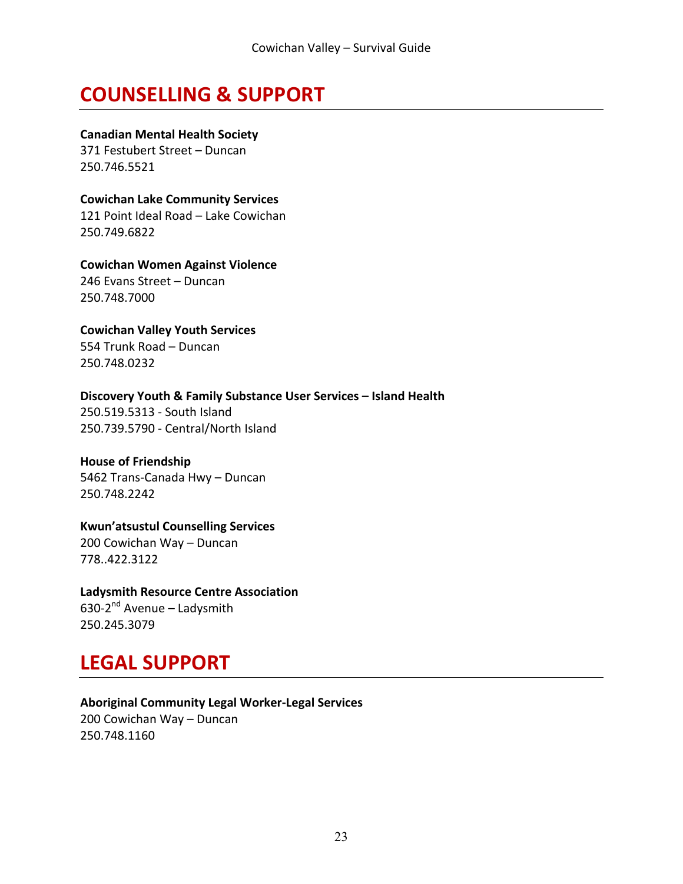## COUNSELLING & SUPPORT

**Canadian Mental Health Society**
371 Festubert Street – Duncan
250.746.5521

**Cowichan Lake Community Services**
121 Point Ideal Road – Lake Cowichan
250.749.6822

**Cowichan Women Against Violence**
246 Evans Street – Duncan
250.748.7000

**Cowichan Valley Youth Services**
554 Trunk Road – Duncan
250.748.0232

**Discovery Youth & Family Substance User Services – Island Health**
250.519.5313 - South Island
250.739.5790 - Central/North Island

**House of Friendship**
5462 Trans-Canada Hwy – Duncan
250.748.2242

**Kwun'atsustul Counselling Services**
200 Cowichan Way – Duncan
778..422.3122

**Ladysmith Resource Centre Association**
630-2nd Avenue – Ladysmith
250.245.3079

## LEGAL SUPPORT

**Aboriginal Community Legal Worker-Legal Services**
200 Cowichan Way – Duncan
250.748.1160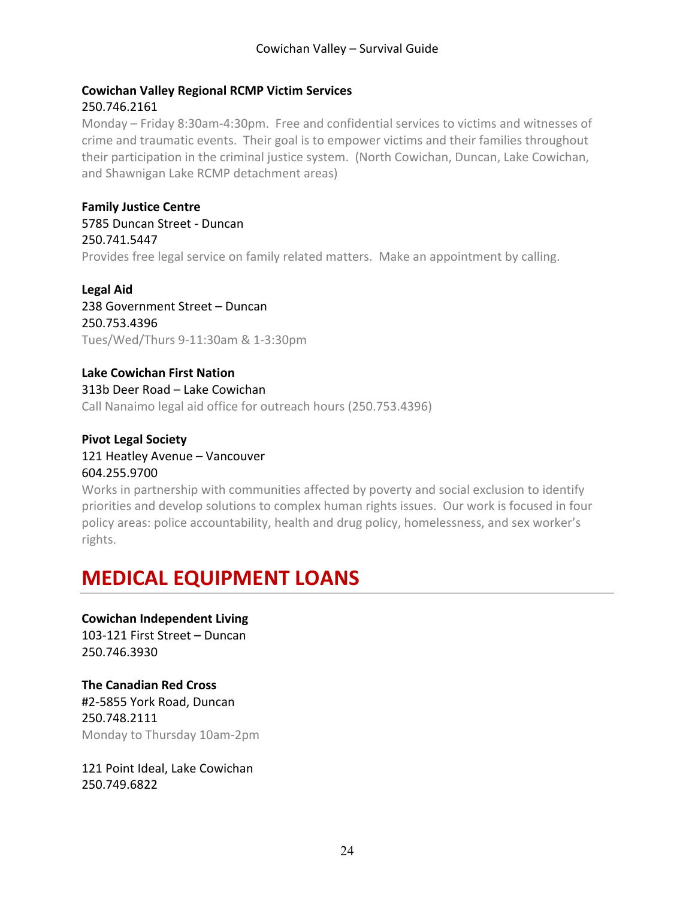**Cowichan Valley Regional RCMP Victim Services**
250.746.2161
Monday – Friday 8:30am-4:30pm. Free and confidential services to victims and witnesses of crime and traumatic events. Their goal is to empower victims and their families throughout their participation in the criminal justice system. (North Cowichan, Duncan, Lake Cowichan, and Shawnigan Lake RCMP detachment areas)

**Family Justice Centre**
5785 Duncan Street - Duncan
250.741.5447
Provides free legal service on family related matters. Make an appointment by calling.

**Legal Aid**
238 Government Street – Duncan
250.753.4396
Tues/Wed/Thurs 9-11:30am & 1-3:30pm

**Lake Cowichan First Nation**
313b Deer Road – Lake Cowichan
Call Nanaimo legal aid office for outreach hours (250.753.4396)

**Pivot Legal Society**
121 Heatley Avenue – Vancouver
604.255.9700
Works in partnership with communities affected by poverty and social exclusion to identify priorities and develop solutions to complex human rights issues. Our work is focused in four policy areas: police accountability, health and drug policy, homelessness, and sex worker's rights.

# MEDICAL EQUIPMENT LOANS

**Cowichan Independent Living**
103-121 First Street – Duncan
250.746.3930

**The Canadian Red Cross**
#2-5855 York Road, Duncan
250.748.2111
Monday to Thursday 10am-2pm

121 Point Ideal, Lake Cowichan
250.749.6822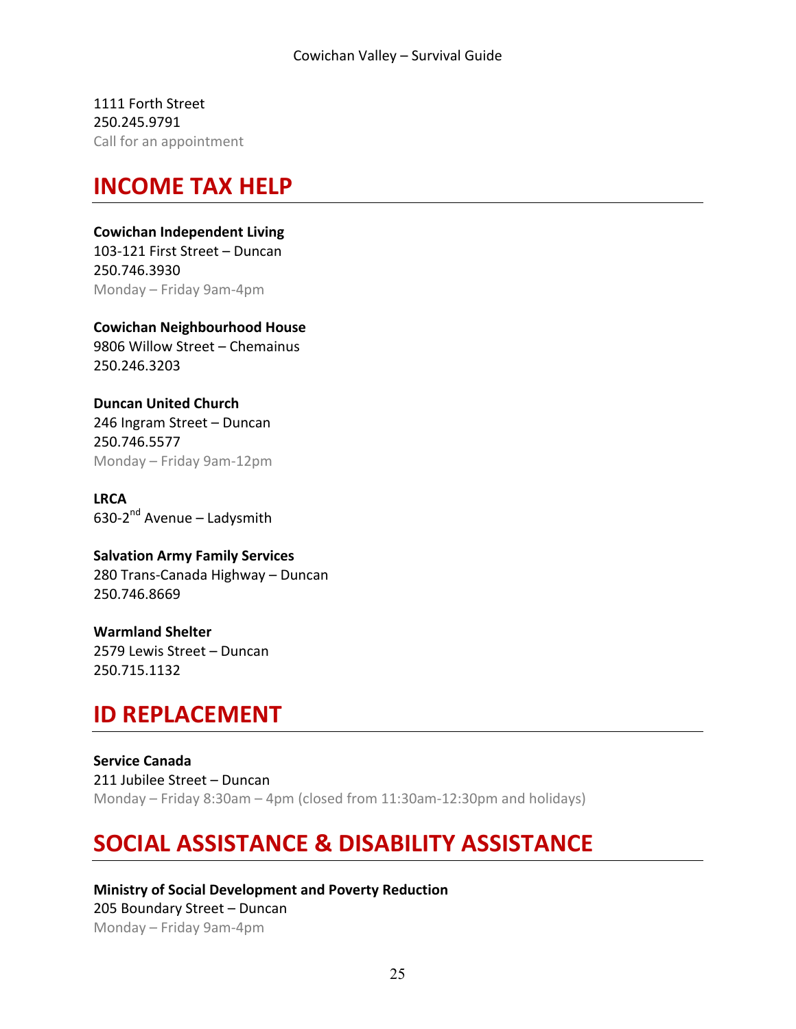1111 Forth Street
250.245.9791
Call for an appointment

## INCOME TAX HELP

**Cowichan Independent Living**
103-121 First Street – Duncan
250.746.3930
Monday – Friday 9am-4pm

**Cowichan Neighbourhood House**
9806 Willow Street – Chemainus
250.246.3203

**Duncan United Church**
246 Ingram Street – Duncan
250.746.5577
Monday – Friday 9am-12pm

**LRCA**
630-2nd Avenue – Ladysmith

**Salvation Army Family Services**
280 Trans-Canada Highway – Duncan
250.746.8669

**Warmland Shelter**
2579 Lewis Street – Duncan
250.715.1132

## ID REPLACEMENT

**Service Canada**
211 Jubilee Street – Duncan
Monday – Friday 8:30am – 4pm (closed from 11:30am-12:30pm and holidays)

## SOCIAL ASSISTANCE & DISABILITY ASSISTANCE

**Ministry of Social Development and Poverty Reduction**
205 Boundary Street – Duncan
Monday – Friday 9am-4pm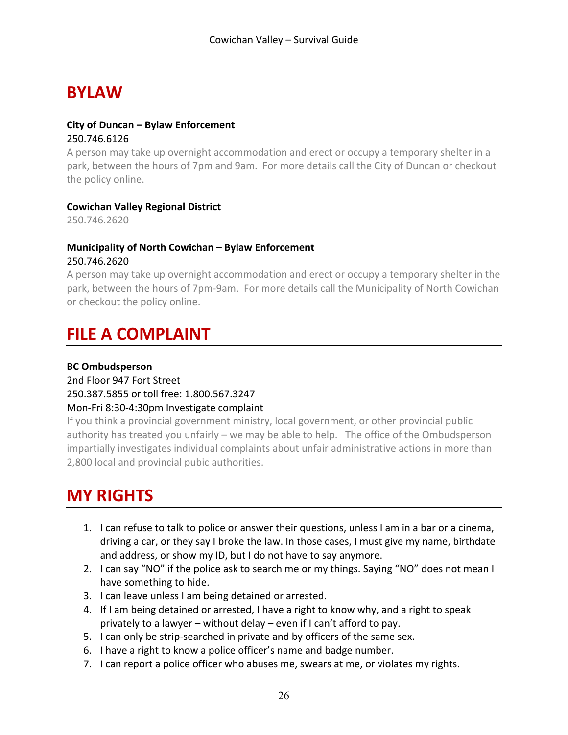# BYLAW

**City of Duncan – Bylaw Enforcement**
250.746.6126
A person may take up overnight accommodation and erect or occupy a temporary shelter in a park, between the hours of 7pm and 9am. For more details call the City of Duncan or checkout the policy online.

**Cowichan Valley Regional District**
250.746.2620

**Municipality of North Cowichan – Bylaw Enforcement**
250.746.2620
A person may take up overnight accommodation and erect or occupy a temporary shelter in the park, between the hours of 7pm-9am. For more details call the Municipality of North Cowichan or checkout the policy online.

# FILE A COMPLAINT

**BC Ombudsperson**
2nd Floor 947 Fort Street
250.387.5855 or toll free: 1.800.567.3247
Mon-Fri 8:30-4:30pm Investigate complaint
If you think a provincial government ministry, local government, or other provincial public authority has treated you unfairly – we may be able to help. The office of the Ombudsperson impartially investigates individual complaints about unfair administrative actions in more than 2,800 local and provincial pubic authorities.

# MY RIGHTS

1. I can refuse to talk to police or answer their questions, unless I am in a bar or a cinema, driving a car, or they say I broke the law. In those cases, I must give my name, birthdate and address, or show my ID, but I do not have to say anymore.
2. I can say "NO" if the police ask to search me or my things. Saying "NO" does not mean I have something to hide.
3. I can leave unless I am being detained or arrested.
4. If I am being detained or arrested, I have a right to know why, and a right to speak privately to a lawyer – without delay – even if I can't afford to pay.
5. I can only be strip-searched in private and by officers of the same sex.
6. I have a right to know a police officer's name and badge number.
7. I can report a police officer who abuses me, swears at me, or violates my rights.